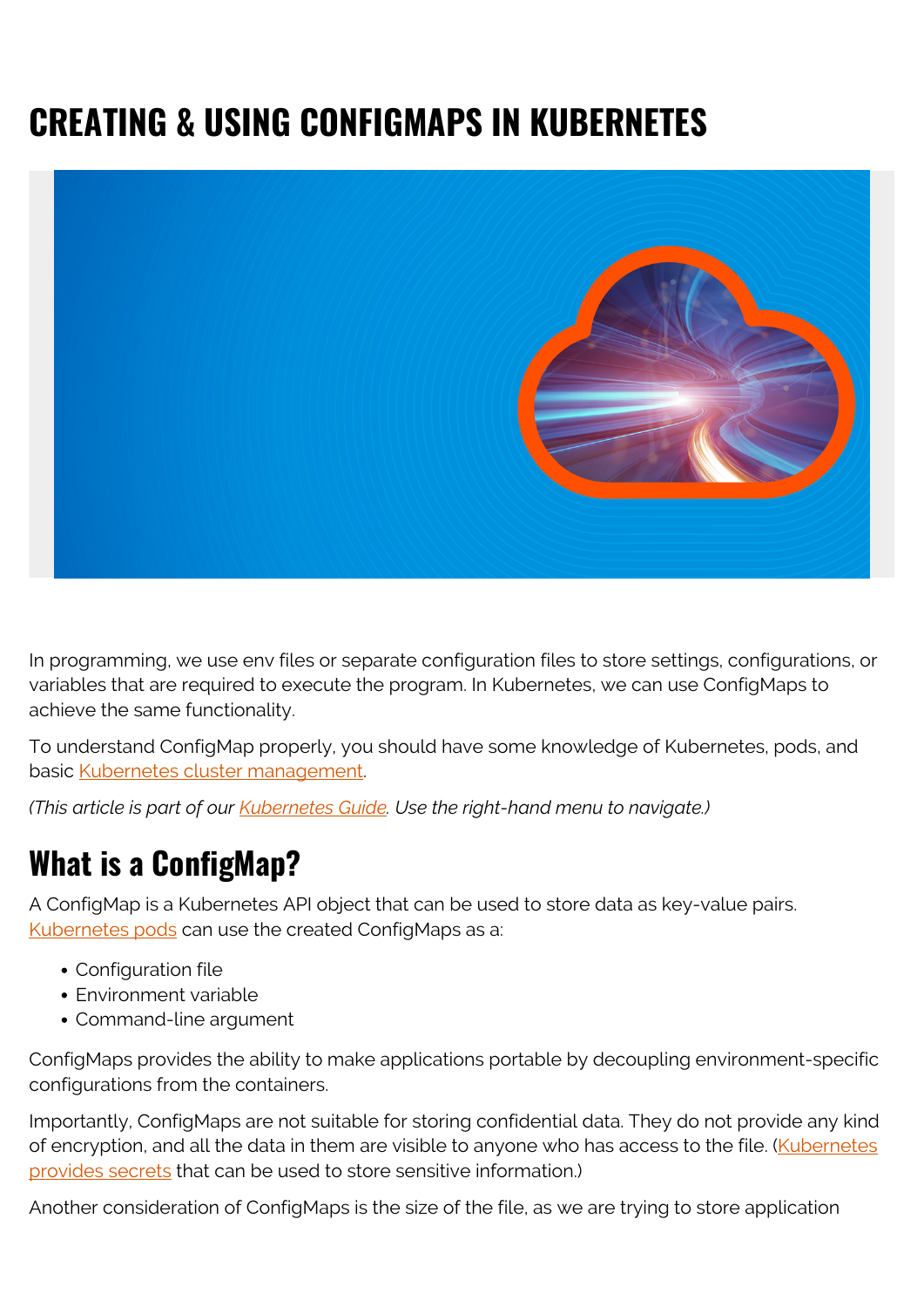# CREATING & USING CONFIGMAPS IN KUBERNETES

In programming, we use env files or separate configuration files to store settings, configurations, or variables that are required to execute the program. In Kubernetes, we can use ConfigMaps to achieve the same functionality.

To understand ConfigMap properly, you should have some knowledge of Kubernetes, pods, and basic Kubernetes cluster management.

*(This article is part of our Kubernetes Guide. Use the right-hand menu to navigate.)*

## What is a ConfigMap?

A ConfigMap is a Kubernetes API object that can be used to store data as key-value pairs. Kubernetes pods can use the created ConfigMaps as a:

- Configuration file
- Environment variable
- Command-line argument

ConfigMaps provides the ability to make applications portable by decoupling environment-specific configurations from the containers.

Importantly, ConfigMaps are not suitable for storing confidential data. They do not provide any kind of encryption, and all the data in them are visible to anyone who has access to the file. (Kubernetes provides secrets that can be used to store sensitive information.)

Another consideration of ConfigMaps is the size of the file, as we are trying to store application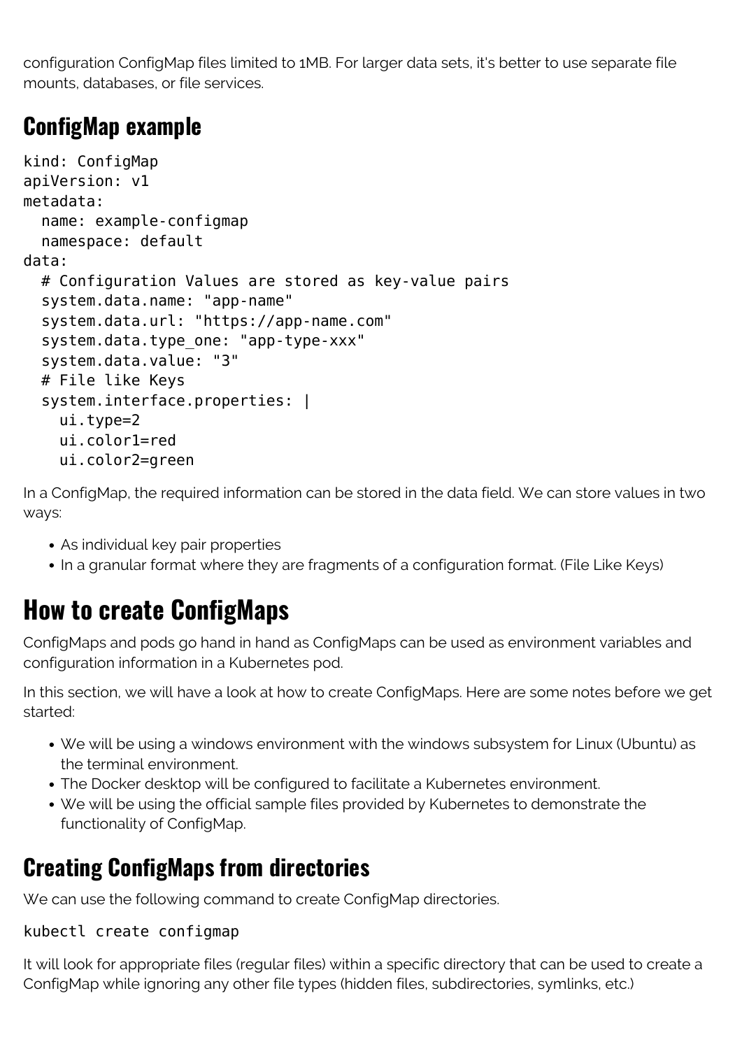configuration ConfigMap files limited to 1MB. For larger data sets, it's better to use separate file mounts, databases, or file services.

## ConfigMap example

```
kind: ConfigMap
apiVersion: v1
metadata:
  name: example-configmap
  namespace: default
data:
  # Configuration Values are stored as key-value pairs
  system.data.name: "app-name"
  system.data.url: "https://app-name.com"
  system.data.type_one: "app-type-xxx"
  system.data.value: "3"
  # File like Keys
  system.interface.properties: |
    ui.type=2
    ui.color1=red
    ui.color2=green
```

In a ConfigMap, the required information can be stored in the data field. We can store values in two ways:

- As individual key pair properties
- In a granular format where they are fragments of a configuration format. (File Like Keys)

# How to create ConfigMaps

ConfigMaps and pods go hand in hand as ConfigMaps can be used as environment variables and configuration information in a Kubernetes pod.

In this section, we will have a look at how to create ConfigMaps. Here are some notes before we get started:

- We will be using a windows environment with the windows subsystem for Linux (Ubuntu) as the terminal environment.
- The Docker desktop will be configured to facilitate a Kubernetes environment.
- We will be using the official sample files provided by Kubernetes to demonstrate the functionality of ConfigMap.

## Creating ConfigMaps from directories

We can use the following command to create ConfigMap directories.

```
kubectl create configmap
```

It will look for appropriate files (regular files) within a specific directory that can be used to create a ConfigMap while ignoring any other file types (hidden files, subdirectories, symlinks, etc.)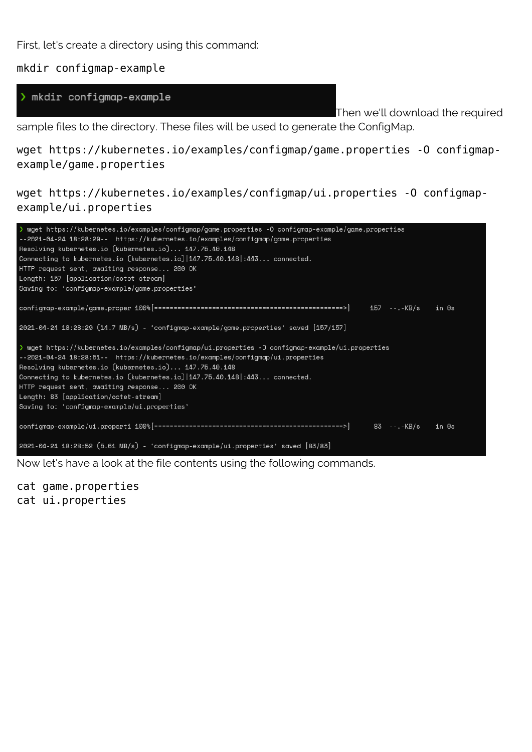First, let's create a directory using this command:

```
mkdir configmap-example
```

```
❯ mkdir configmap-example
```

Then we'll download the required sample files to the directory. These files will be used to generate the ConfigMap.

```
wget https://kubernetes.io/examples/configmap/game.properties -O configmap-example/game.properties
```

```
wget https://kubernetes.io/examples/configmap/ui.properties -O configmap-example/ui.properties
```

```
❯ wget https://kubernetes.io/examples/configmap/game.properties -O configmap-example/game.properties
--2021-04-24 18:28:29--  https://kubernetes.io/examples/configmap/game.properties
Resolving kubernetes.io (kubernetes.io)... 147.75.40.148
Connecting to kubernetes.io (kubernetes.io)|147.75.40.148|:443... connected.
HTTP request sent, awaiting response... 200 OK
Length: 157 [application/octet-stream]
Saving to: 'configmap-example/game.properties'

configmap-example/game.proper 100%[=================================================>]     157  --.-KB/s    in 0s

2021-04-24 18:28:29 (14.7 MB/s) - 'configmap-example/game.properties' saved [157/157]

❯ wget https://kubernetes.io/examples/configmap/ui.properties -O configmap-example/ui.properties
--2021-04-24 18:28:51--  https://kubernetes.io/examples/configmap/ui.properties
Resolving kubernetes.io (kubernetes.io)... 147.75.40.148
Connecting to kubernetes.io (kubernetes.io)|147.75.40.148|:443... connected.
HTTP request sent, awaiting response... 200 OK
Length: 83 [application/octet-stream]
Saving to: 'configmap-example/ui.properties'

configmap-example/ui.properti 100%[=================================================>]      83  --.-KB/s    in 0s

2021-04-24 18:28:52 (5.61 MB/s) - 'configmap-example/ui.properties' saved [83/83]
```

Now let's have a look at the file contents using the following commands.

```
cat game.properties
cat ui.properties
```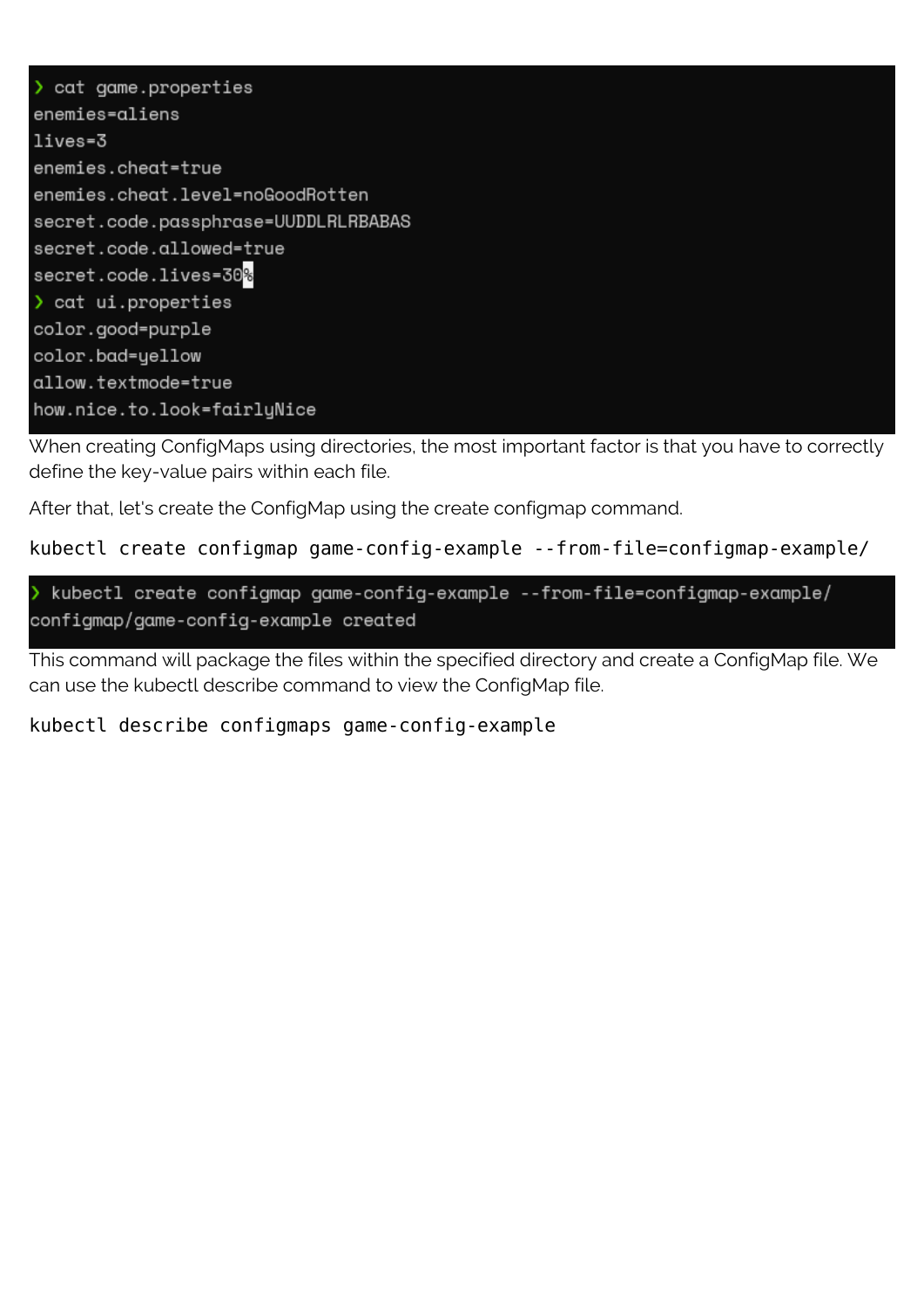```
❯ cat game.properties
enemies=aliens
lives=3
enemies.cheat=true
enemies.cheat.level=noGoodRotten
secret.code.passphrase=UUDDLRLRBABAS
secret.code.allowed=true
secret.code.lives=30%
❯ cat ui.properties
color.good=purple
color.bad=yellow
allow.textmode=true
how.nice.to.look=fairlyNice
```

When creating ConfigMaps using directories, the most important factor is that you have to correctly define the key-value pairs within each file.

After that, let's create the ConfigMap using the create configmap command.

```
kubectl create configmap game-config-example --from-file=configmap-example/
```

```
❯ kubectl create configmap game-config-example --from-file=configmap-example/
configmap/game-config-example created
```

This command will package the files within the specified directory and create a ConfigMap file. We can use the kubectl describe command to view the ConfigMap file.

```
kubectl describe configmaps game-config-example
```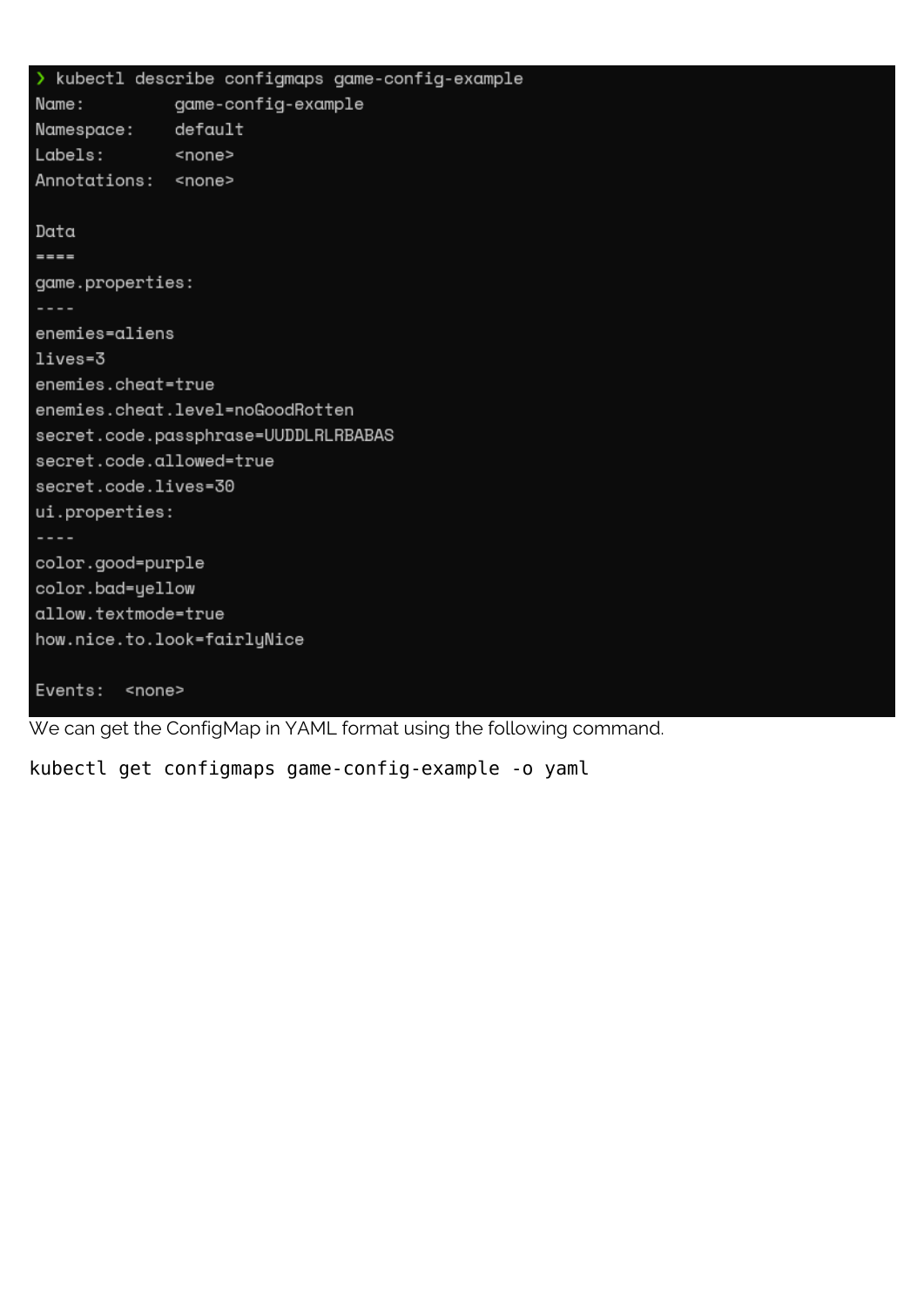```
❯ kubectl describe configmaps game-config-example
Name:         game-config-example
Namespace:    default
Labels:       <none>
Annotations:  <none>

Data
====
game.properties:
----
enemies=aliens
lives=3
enemies.cheat=true
enemies.cheat.level=noGoodRotten
secret.code.passphrase=UUDDLRLRBABAS
secret.code.allowed=true
secret.code.lives=30
ui.properties:
----
color.good=purple
color.bad=yellow
allow.textmode=true
how.nice.to.look=fairlyNice

Events:  <none>
```

We can get the ConfigMap in YAML format using the following command.

```
kubectl get configmaps game-config-example -o yaml
```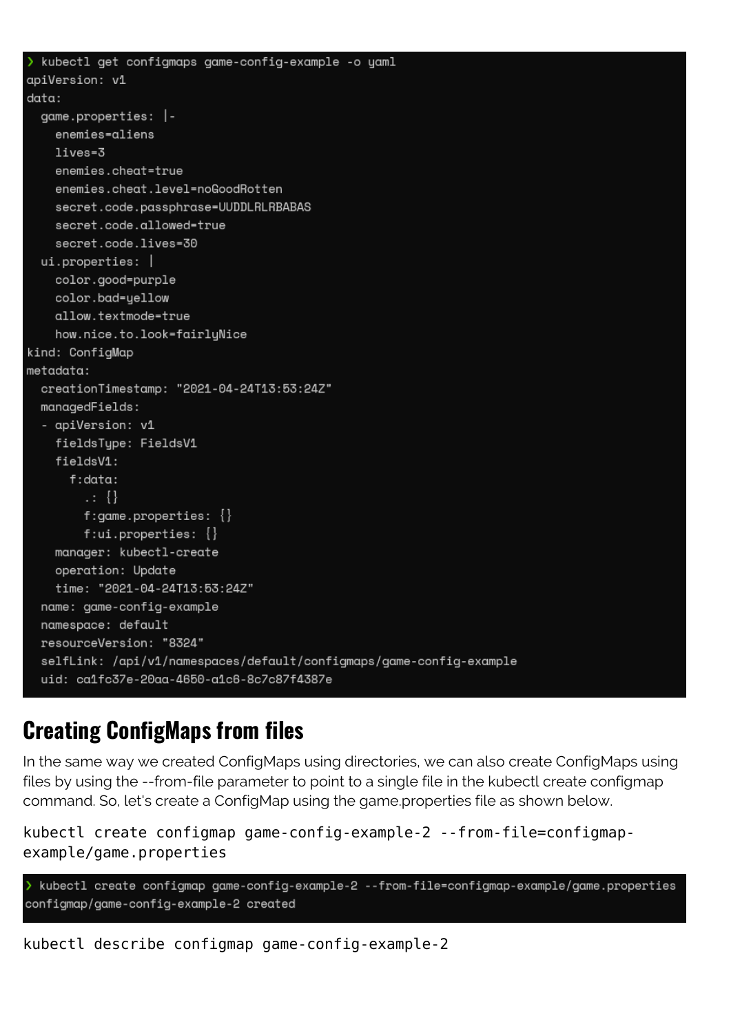```
❯ kubectl get configmaps game-config-example -o yaml
apiVersion: v1
data:
  game.properties: |-
    enemies=aliens
    lives=3
    enemies.cheat=true
    enemies.cheat.level=noGoodRotten
    secret.code.passphrase=UUDDLRLRBABAS
    secret.code.allowed=true
    secret.code.lives=30
  ui.properties: |
    color.good=purple
    color.bad=yellow
    allow.textmode=true
    how.nice.to.look=fairlyNice
kind: ConfigMap
metadata:
  creationTimestamp: "2021-04-24T13:53:24Z"
  managedFields:
  - apiVersion: v1
    fieldsType: FieldsV1
    fieldsV1:
      f:data:
        .: {}
        f:game.properties: {}
        f:ui.properties: {}
    manager: kubectl-create
    operation: Update
    time: "2021-04-24T13:53:24Z"
  name: game-config-example
  namespace: default
  resourceVersion: "8324"
  selfLink: /api/v1/namespaces/default/configmaps/game-config-example
  uid: ca1fc37e-20aa-4650-a1c6-8c7c87f4387e
```

## Creating ConfigMaps from files

In the same way we created ConfigMaps using directories, we can also create ConfigMaps using files by using the --from-file parameter to point to a single file in the kubectl create configmap command. So, let's create a ConfigMap using the game.properties file as shown below.

```
kubectl create configmap game-config-example-2 --from-file=configmap-example/game.properties
```

```
❯ kubectl create configmap game-config-example-2 --from-file=configmap-example/game.properties
configmap/game-config-example-2 created
```

```
kubectl describe configmap game-config-example-2
```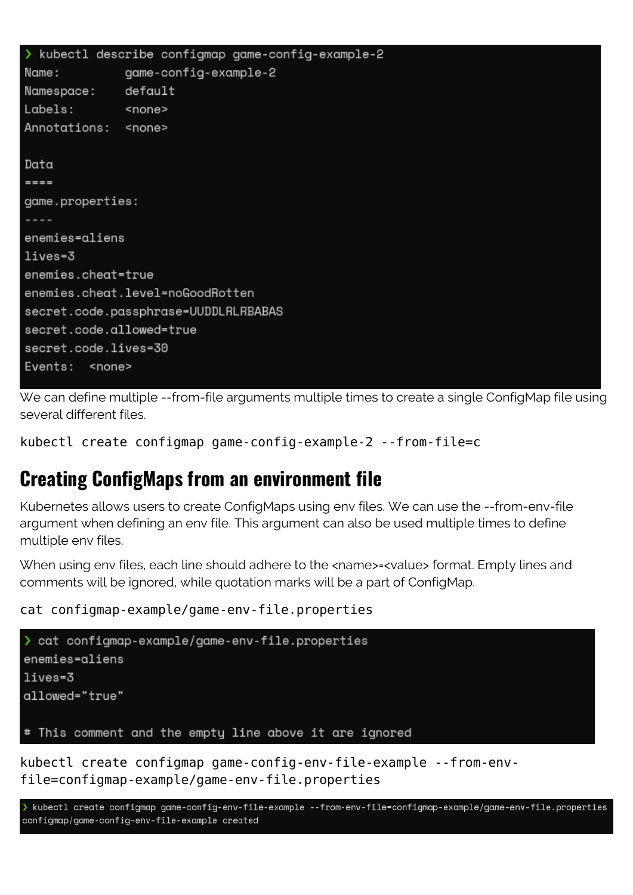```
❯ kubectl describe configmap game-config-example-2
Name:         game-config-example-2
Namespace:    default
Labels:       <none>
Annotations:  <none>

Data
====
game.properties:
----
enemies=aliens
lives=3
enemies.cheat=true
enemies.cheat.level=noGoodRotten
secret.code.passphrase=UUDDLRLRBABAS
secret.code.allowed=true
secret.code.lives=30
Events:  <none>
```

We can define multiple --from-file arguments multiple times to create a single ConfigMap file using several different files.

```
kubectl create configmap game-config-example-2 --from-file=c
```

## Creating ConfigMaps from an environment file

Kubernetes allows users to create ConfigMaps using env files. We can use the --from-env-file argument when defining an env file. This argument can also be used multiple times to define multiple env files.

When using env files, each line should adhere to the <name>=<value> format. Empty lines and comments will be ignored, while quotation marks will be a part of ConfigMap.

```
cat configmap-example/game-env-file.properties
```

```
❯ cat configmap-example/game-env-file.properties
enemies=aliens
lives=3
allowed="true"

# This comment and the empty line above it are ignored
```

```
kubectl create configmap game-config-env-file-example --from-env-file=configmap-example/game-env-file.properties
```

```
❯ kubectl create configmap game-config-env-file-example --from-env-file=configmap-example/game-env-file.properties
configmap/game-config-env-file-example created
```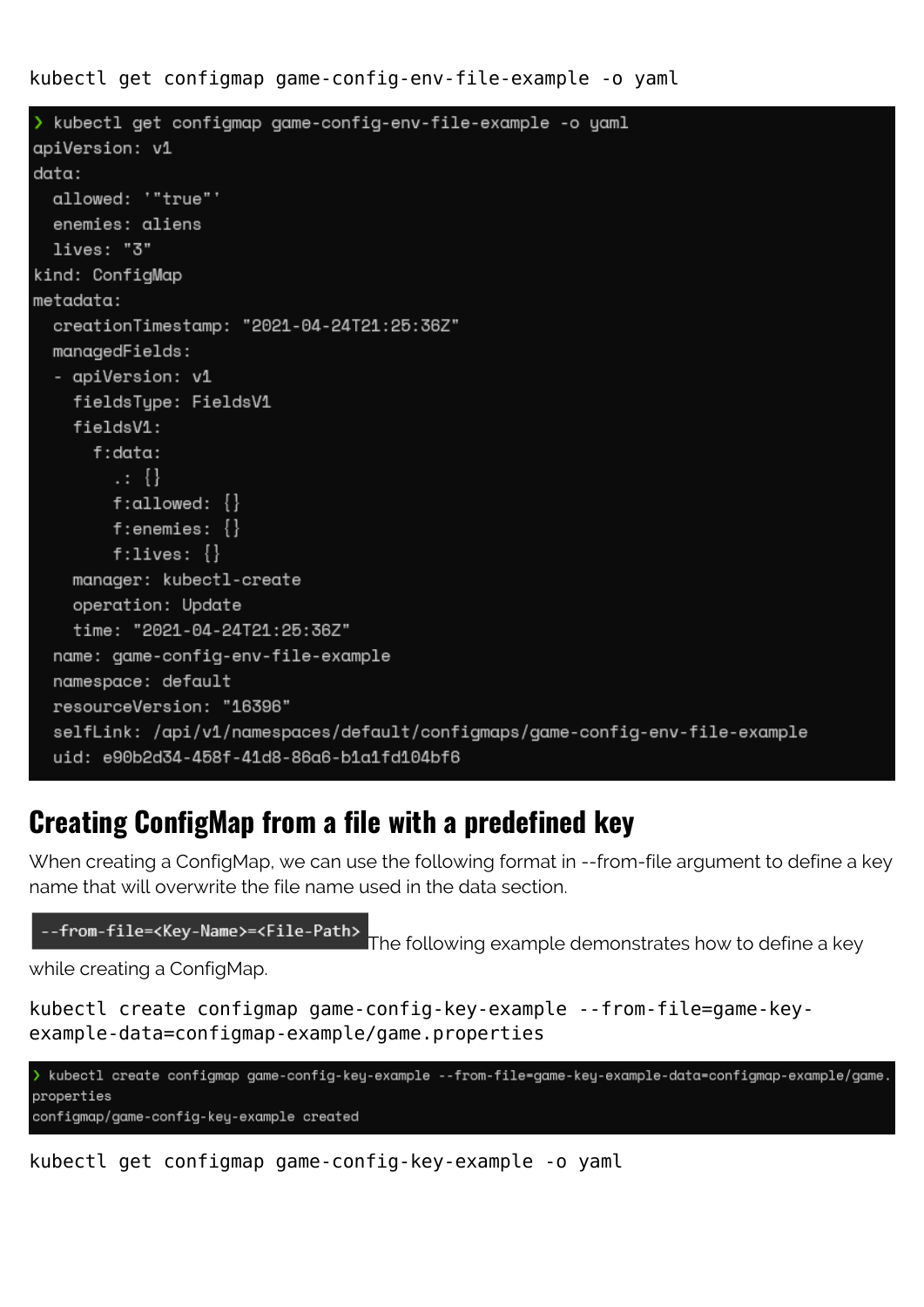```
kubectl get configmap game-config-env-file-example -o yaml
```

```
❯ kubectl get configmap game-config-env-file-example -o yaml
apiVersion: v1
data:
  allowed: '"true"'
  enemies: aliens
  lives: "3"
kind: ConfigMap
metadata:
  creationTimestamp: "2021-04-24T21:25:36Z"
  managedFields:
  - apiVersion: v1
    fieldsType: FieldsV1
    fieldsV1:
      f:data:
        .: {}
        f:allowed: {}
        f:enemies: {}
        f:lives: {}
    manager: kubectl-create
    operation: Update
    time: "2021-04-24T21:25:36Z"
  name: game-config-env-file-example
  namespace: default
  resourceVersion: "16396"
  selfLink: /api/v1/namespaces/default/configmaps/game-config-env-file-example
  uid: e90b2d34-458f-41d8-86a6-b1a1fd104bf6
```

## Creating ConfigMap from a file with a predefined key

When creating a ConfigMap, we can use the following format in --from-file argument to define a key name that will overwrite the file name used in the data section.

`--from-file=<Key-Name>=<File-Path>` The following example demonstrates how to define a key while creating a ConfigMap.

```
kubectl create configmap game-config-key-example --from-file=game-key-example-data=configmap-example/game.properties
```

```
❯ kubectl create configmap game-config-key-example --from-file=game-key-example-data=configmap-example/game.properties
configmap/game-config-key-example created
```

```
kubectl get configmap game-config-key-example -o yaml
```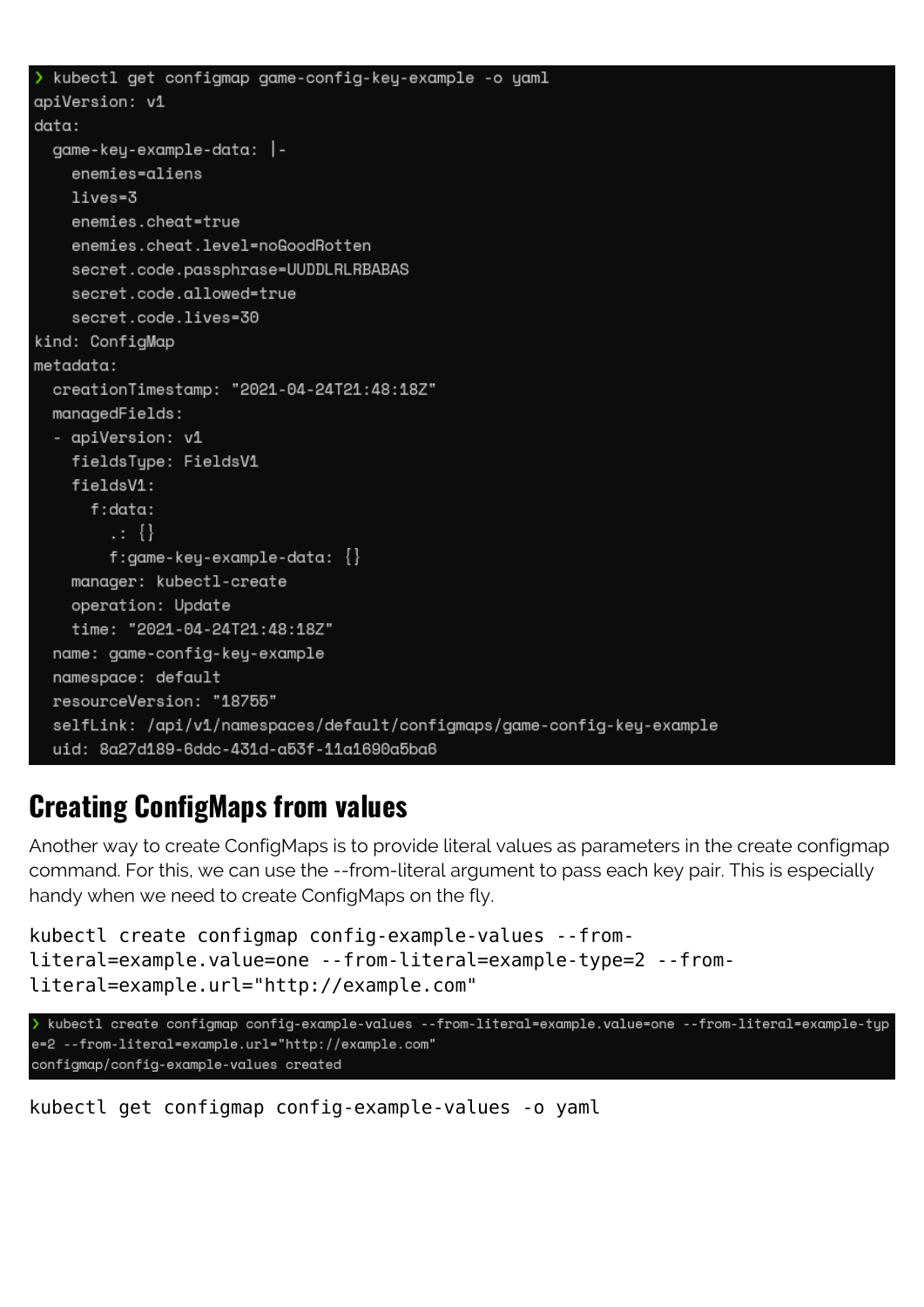```
❯ kubectl get configmap game-config-key-example -o yaml
apiVersion: v1
data:
  game-key-example-data: |-
    enemies=aliens
    lives=3
    enemies.cheat=true
    enemies.cheat.level=noGoodRotten
    secret.code.passphrase=UUDDLRLRBABAS
    secret.code.allowed=true
    secret.code.lives=30
kind: ConfigMap
metadata:
  creationTimestamp: "2021-04-24T21:48:18Z"
  managedFields:
  - apiVersion: v1
    fieldsType: FieldsV1
    fieldsV1:
      f:data:
        .: {}
        f:game-key-example-data: {}
    manager: kubectl-create
    operation: Update
    time: "2021-04-24T21:48:18Z"
  name: game-config-key-example
  namespace: default
  resourceVersion: "18755"
  selfLink: /api/v1/namespaces/default/configmaps/game-config-key-example
  uid: 8a27d189-6ddc-431d-a53f-11a1690a5ba6
```

## Creating ConfigMaps from values

Another way to create ConfigMaps is to provide literal values as parameters in the create configmap command. For this, we can use the --from-literal argument to pass each key pair. This is especially handy when we need to create ConfigMaps on the fly.

```
kubectl create configmap config-example-values --from-literal=example.value=one --from-literal=example-type=2 --from-literal=example.url="http://example.com"
```

```
❯ kubectl create configmap config-example-values --from-literal=example.value=one --from-literal=example-type=2 --from-literal=example.url="http://example.com"
configmap/config-example-values created
```

```
kubectl get configmap config-example-values -o yaml
```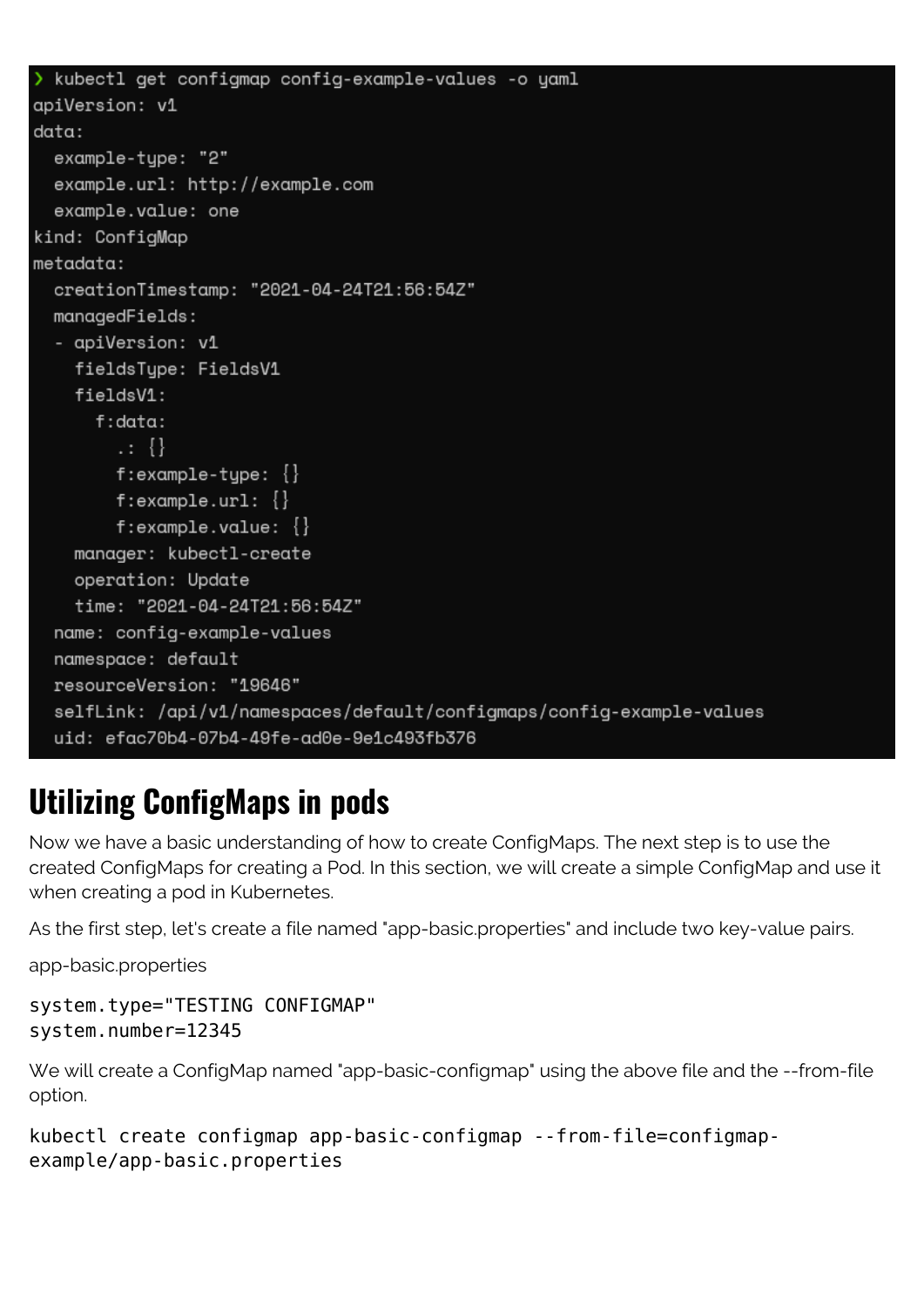```
❯ kubectl get configmap config-example-values -o yaml
apiVersion: v1
data:
  example-type: "2"
  example.url: http://example.com
  example.value: one
kind: ConfigMap
metadata:
  creationTimestamp: "2021-04-24T21:56:54Z"
  managedFields:
  - apiVersion: v1
    fieldsType: FieldsV1
    fieldsV1:
      f:data:
        .: {}
        f:example-type: {}
        f:example.url: {}
        f:example.value: {}
    manager: kubectl-create
    operation: Update
    time: "2021-04-24T21:56:54Z"
  name: config-example-values
  namespace: default
  resourceVersion: "19646"
  selfLink: /api/v1/namespaces/default/configmaps/config-example-values
  uid: efac70b4-07b4-49fe-ad0e-9e1c493fb376
```

## Utilizing ConfigMaps in pods

Now we have a basic understanding of how to create ConfigMaps. The next step is to use the created ConfigMaps for creating a Pod. In this section, we will create a simple ConfigMap and use it when creating a pod in Kubernetes.

As the first step, let's create a file named "app-basic.properties" and include two key-value pairs.

app-basic.properties

```
system.type="TESTING CONFIGMAP"
system.number=12345
```

We will create a ConfigMap named "app-basic-configmap" using the above file and the --from-file option.

```
kubectl create configmap app-basic-configmap --from-file=configmap-example/app-basic.properties
```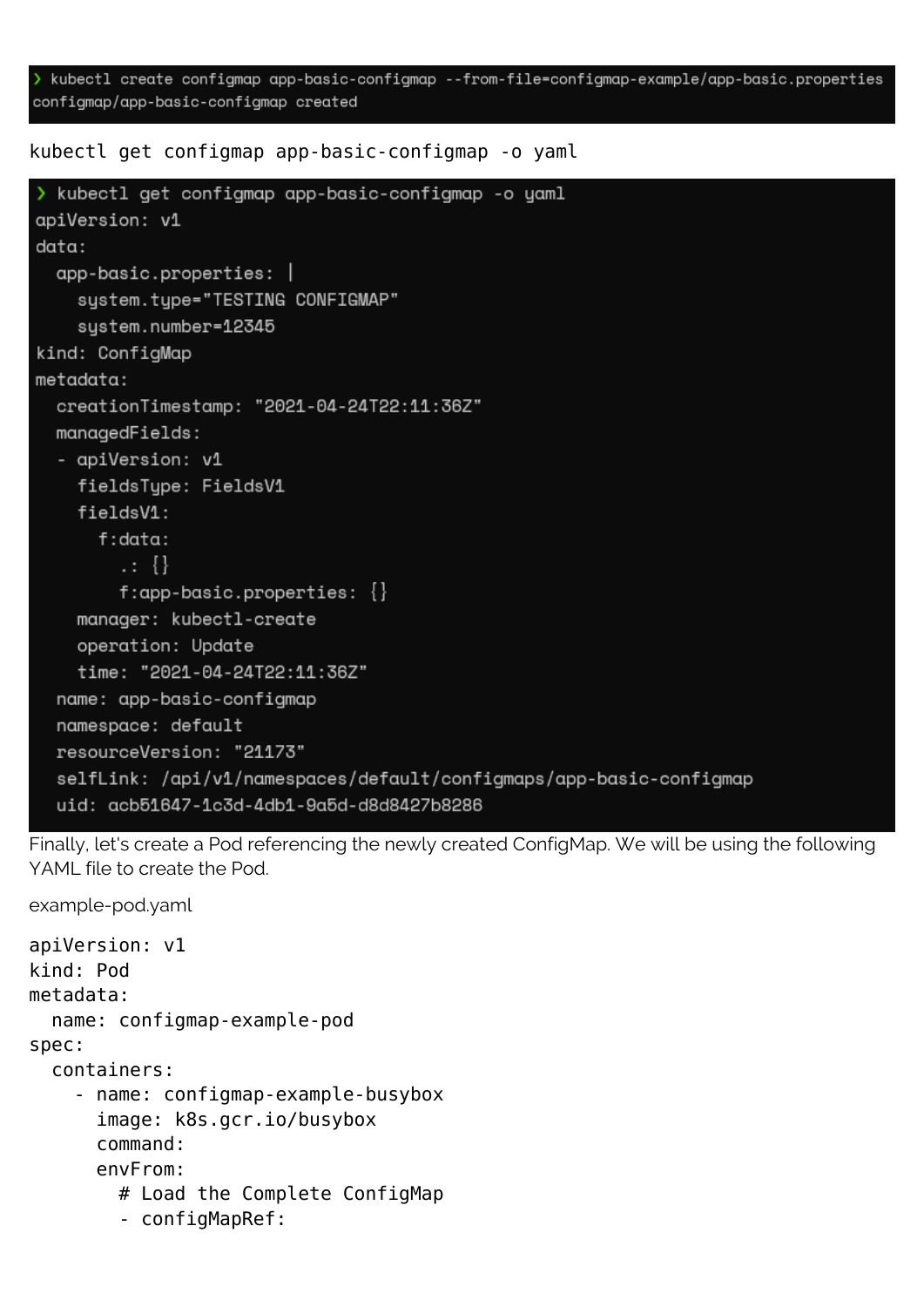```
❯ kubectl create configmap app-basic-configmap --from-file=configmap-example/app-basic.properties
configmap/app-basic-configmap created
```

```
kubectl get configmap app-basic-configmap -o yaml
```

```
❯ kubectl get configmap app-basic-configmap -o yaml
apiVersion: v1
data:
  app-basic.properties: |
    system.type="TESTING CONFIGMAP"
    system.number=12345
kind: ConfigMap
metadata:
  creationTimestamp: "2021-04-24T22:11:36Z"
  managedFields:
  - apiVersion: v1
    fieldsType: FieldsV1
    fieldsV1:
      f:data:
        .: {}
        f:app-basic.properties: {}
    manager: kubectl-create
    operation: Update
    time: "2021-04-24T22:11:36Z"
  name: app-basic-configmap
  namespace: default
  resourceVersion: "21173"
  selfLink: /api/v1/namespaces/default/configmaps/app-basic-configmap
  uid: acb51647-1c3d-4db1-9a5d-d8d8427b8286
```

Finally, let's create a Pod referencing the newly created ConfigMap. We will be using the following YAML file to create the Pod.

example-pod.yaml

```
apiVersion: v1
kind: Pod
metadata:
  name: configmap-example-pod
spec:
  containers:
    - name: configmap-example-busybox
      image: k8s.gcr.io/busybox
      command:
      envFrom:
        # Load the Complete ConfigMap
        - configMapRef:
```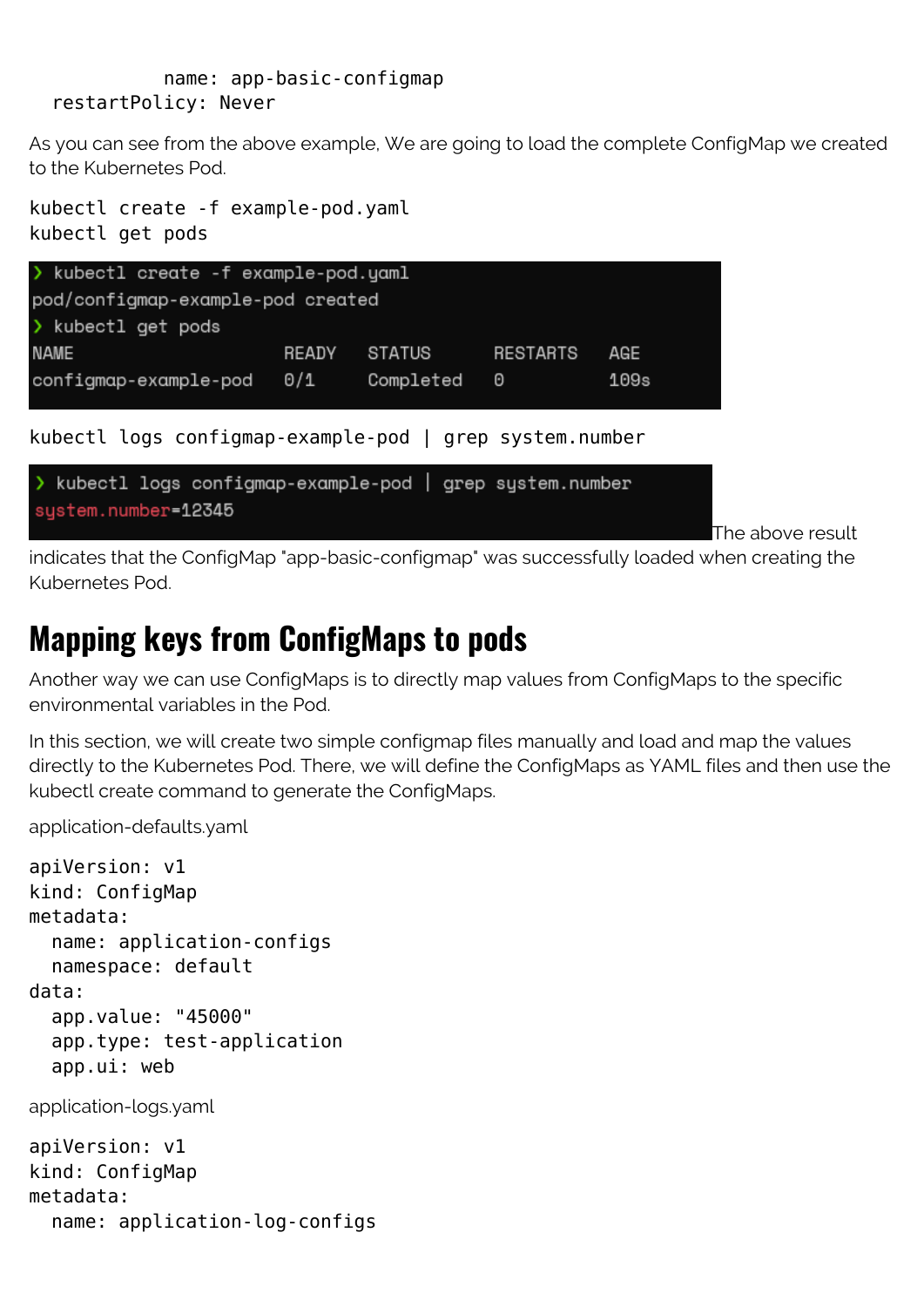```
          name: app-basic-configmap
  restartPolicy: Never
```

As you can see from the above example, We are going to load the complete ConfigMap we created to the Kubernetes Pod.

```
kubectl create -f example-pod.yaml
kubectl get pods
```

```
❯ kubectl create -f example-pod.yaml
pod/configmap-example-pod created
❯ kubectl get pods
NAME                    READY   STATUS      RESTARTS   AGE
configmap-example-pod   0/1     Completed   0          109s
```

```
kubectl logs configmap-example-pod | grep system.number
```

```
❯ kubectl logs configmap-example-pod | grep system.number
system.number=12345
```

The above result indicates that the ConfigMap "app-basic-configmap" was successfully loaded when creating the Kubernetes Pod.

# Mapping keys from ConfigMaps to pods

Another way we can use ConfigMaps is to directly map values from ConfigMaps to the specific environmental variables in the Pod.

In this section, we will create two simple configmap files manually and load and map the values directly to the Kubernetes Pod. There, we will define the ConfigMaps as YAML files and then use the kubectl create command to generate the ConfigMaps.

application-defaults.yaml

```
apiVersion: v1
kind: ConfigMap
metadata:
  name: application-configs
  namespace: default
data:
  app.value: "45000"
  app.type: test-application
  app.ui: web
```

application-logs.yaml

```
apiVersion: v1
kind: ConfigMap
metadata:
  name: application-log-configs
```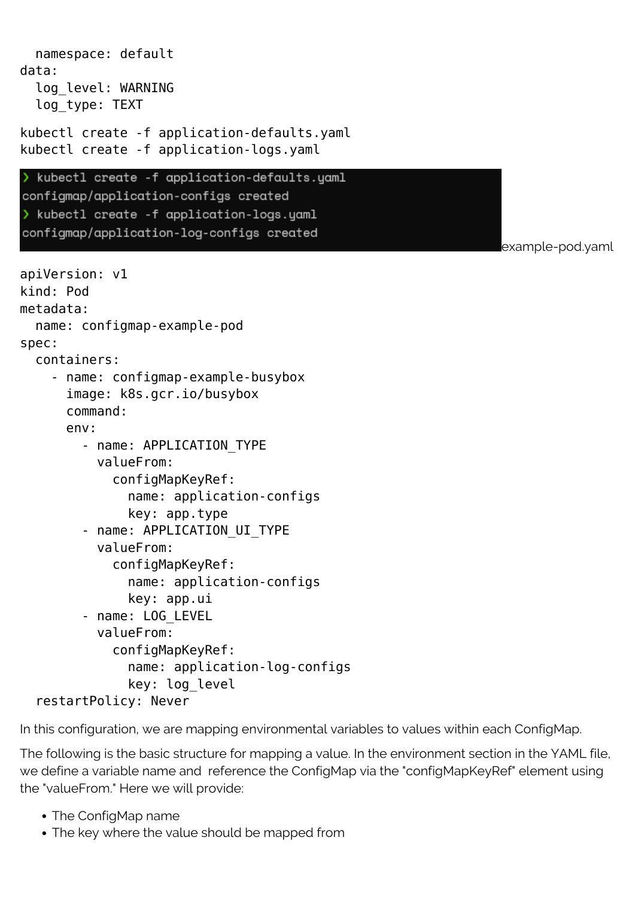```
  namespace: default
data:
  log_level: WARNING
  log_type: TEXT
```

```
kubectl create -f application-defaults.yaml
kubectl create -f application-logs.yaml
```

```
❯ kubectl create -f application-defaults.yaml
configmap/application-configs created
❯ kubectl create -f application-logs.yaml
configmap/application-log-configs created
```

example-pod.yaml

```
apiVersion: v1
kind: Pod
metadata:
  name: configmap-example-pod
spec:
  containers:
    - name: configmap-example-busybox
      image: k8s.gcr.io/busybox
      command:
      env:
        - name: APPLICATION_TYPE
          valueFrom:
            configMapKeyRef:
              name: application-configs
              key: app.type
        - name: APPLICATION_UI_TYPE
          valueFrom:
            configMapKeyRef:
              name: application-configs
              key: app.ui
        - name: LOG_LEVEL
          valueFrom:
            configMapKeyRef:
              name: application-log-configs
              key: log_level
  restartPolicy: Never
```

In this configuration, we are mapping environmental variables to values within each ConfigMap.

The following is the basic structure for mapping a value. In the environment section in the YAML file, we define a variable name and reference the ConfigMap via the "configMapKeyRef" element using the "valueFrom." Here we will provide:

- The ConfigMap name
- The key where the value should be mapped from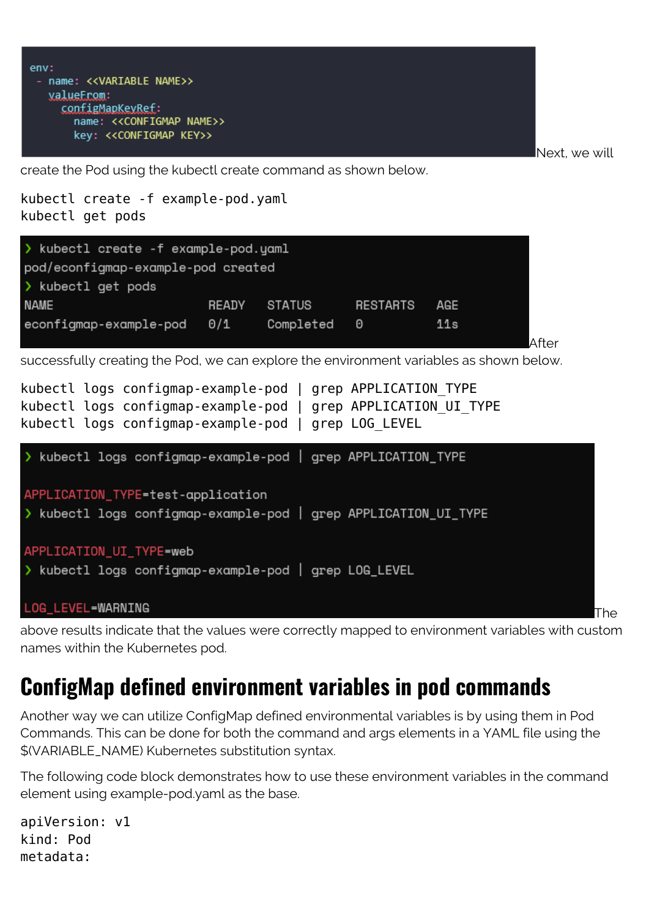```
env:
  - name: <<VARIABLE NAME>>
    valueFrom:
      configMapKeyRef:
        name: <<CONFIGMAP NAME>>
        key: <<CONFIGMAP KEY>>
```

Next, we will create the Pod using the kubectl create command as shown below.

```
kubectl create -f example-pod.yaml
kubectl get pods
```

```
❯ kubectl create -f example-pod.yaml
pod/econfigmap-example-pod created
❯ kubectl get pods
NAME                     READY   STATUS      RESTARTS   AGE
econfigmap-example-pod   0/1     Completed   0          11s
```

After successfully creating the Pod, we can explore the environment variables as shown below.

```
kubectl logs configmap-example-pod | grep APPLICATION_TYPE
kubectl logs configmap-example-pod | grep APPLICATION_UI_TYPE
kubectl logs configmap-example-pod | grep LOG_LEVEL
```

```
❯ kubectl logs configmap-example-pod | grep APPLICATION_TYPE

APPLICATION_TYPE=test-application
❯ kubectl logs configmap-example-pod | grep APPLICATION_UI_TYPE

APPLICATION_UI_TYPE=web
❯ kubectl logs configmap-example-pod | grep LOG_LEVEL

LOG_LEVEL=WARNING
```

The above results indicate that the values were correctly mapped to environment variables with custom names within the Kubernetes pod.

## ConfigMap defined environment variables in pod commands

Another way we can utilize ConfigMap defined environmental variables is by using them in Pod Commands. This can be done for both the command and args elements in a YAML file using the $(VARIABLE_NAME) Kubernetes substitution syntax.

The following code block demonstrates how to use these environment variables in the command element using example-pod.yaml as the base.

```
apiVersion: v1
kind: Pod
metadata:
```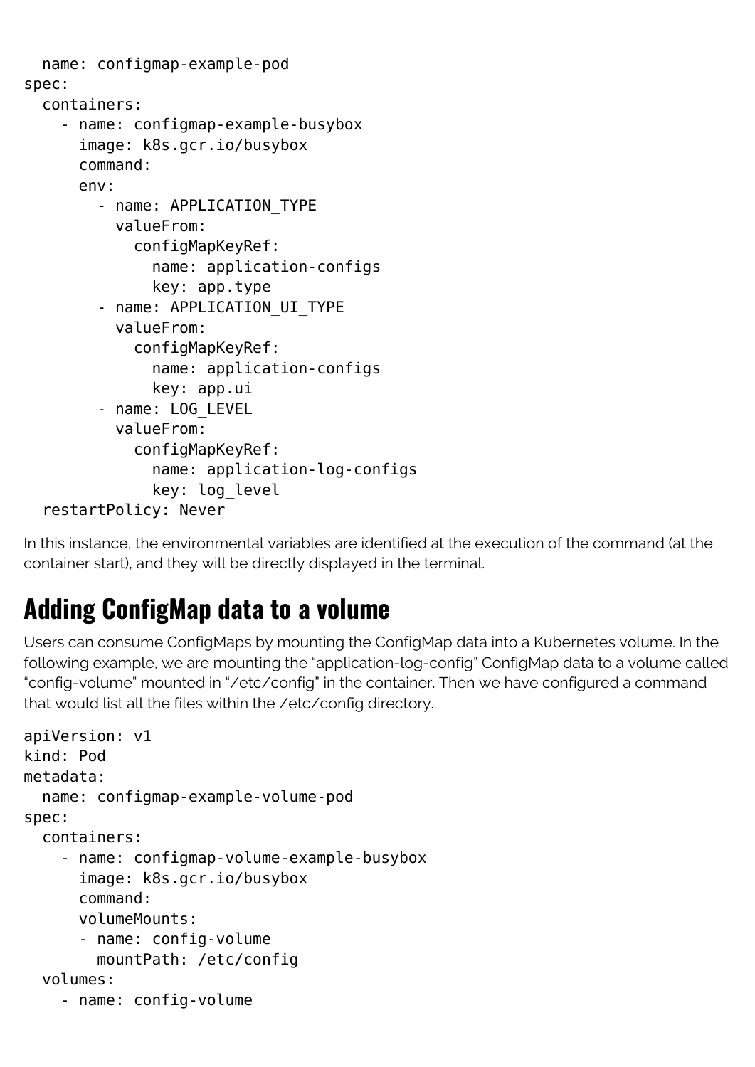```
  name: configmap-example-pod
spec:
  containers:
    - name: configmap-example-busybox
      image: k8s.gcr.io/busybox
      command:
      env:
        - name: APPLICATION_TYPE
          valueFrom:
            configMapKeyRef:
              name: application-configs
              key: app.type
        - name: APPLICATION_UI_TYPE
          valueFrom:
            configMapKeyRef:
              name: application-configs
              key: app.ui
        - name: LOG_LEVEL
          valueFrom:
            configMapKeyRef:
              name: application-log-configs
              key: log_level
  restartPolicy: Never
```

In this instance, the environmental variables are identified at the execution of the command (at the container start), and they will be directly displayed in the terminal.

## Adding ConfigMap data to a volume

Users can consume ConfigMaps by mounting the ConfigMap data into a Kubernetes volume. In the following example, we are mounting the "application-log-config" ConfigMap data to a volume called "config-volume" mounted in "/etc/config" in the container. Then we have configured a command that would list all the files within the /etc/config directory.

```
apiVersion: v1
kind: Pod
metadata:
  name: configmap-example-volume-pod
spec:
  containers:
    - name: configmap-volume-example-busybox
      image: k8s.gcr.io/busybox
      command:
      volumeMounts:
      - name: config-volume
        mountPath: /etc/config
  volumes:
    - name: config-volume
```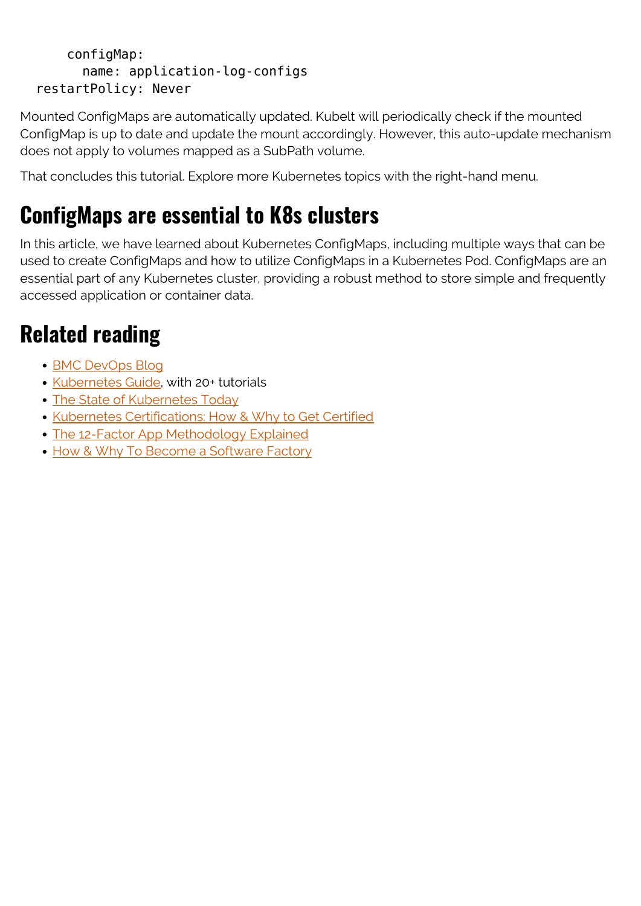```
      configMap:
        name: application-log-configs
  restartPolicy: Never
```

Mounted ConfigMaps are automatically updated. Kubelt will periodically check if the mounted ConfigMap is up to date and update the mount accordingly. However, this auto-update mechanism does not apply to volumes mapped as a SubPath volume.

That concludes this tutorial. Explore more Kubernetes topics with the right-hand menu.

## ConfigMaps are essential to K8s clusters

In this article, we have learned about Kubernetes ConfigMaps, including multiple ways that can be used to create ConfigMaps and how to utilize ConfigMaps in a Kubernetes Pod. ConfigMaps are an essential part of any Kubernetes cluster, providing a robust method to store simple and frequently accessed application or container data.

## Related reading

- BMC DevOps Blog
- Kubernetes Guide, with 20+ tutorials
- The State of Kubernetes Today
- Kubernetes Certifications: How & Why to Get Certified
- The 12-Factor App Methodology Explained
- How & Why To Become a Software Factory